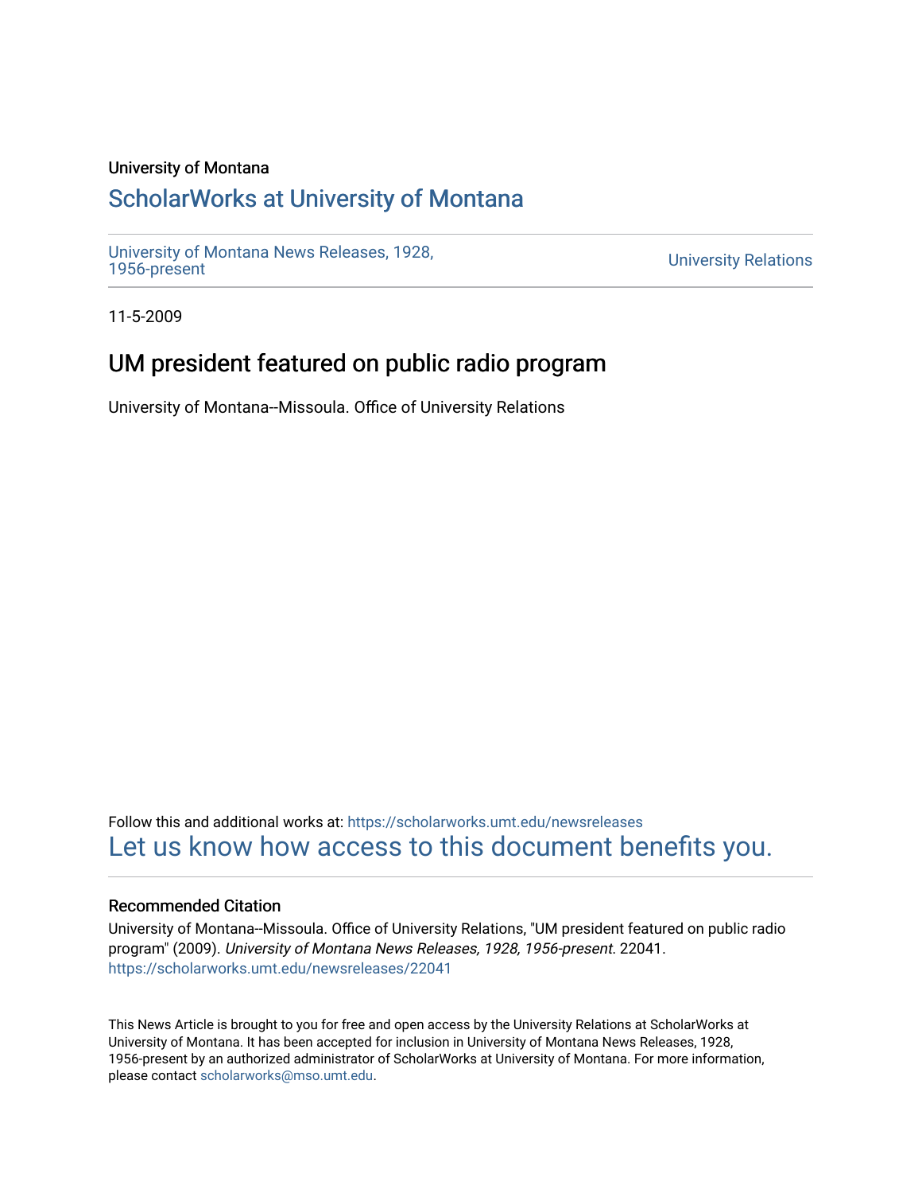University of Montana

# ScholarWorks at University of Montana

University of Montana News Releases, 1928, 1956-present

University Relations

11-5-2009

## UM president featured on public radio program

University of Montana--Missoula. Office of University Relations

Follow this and additional works at: https://scholarworks.umt.edu/newsreleases

Let us know how access to this document benefits you.

### Recommended Citation

University of Montana--Missoula. Office of University Relations, "UM president featured on public radio program" (2009). *University of Montana News Releases, 1928, 1956-present*. 22041.
https://scholarworks.umt.edu/newsreleases/22041

This News Article is brought to you for free and open access by the University Relations at ScholarWorks at University of Montana. It has been accepted for inclusion in University of Montana News Releases, 1928, 1956-present by an authorized administrator of ScholarWorks at University of Montana. For more information, please contact scholarworks@mso.umt.edu.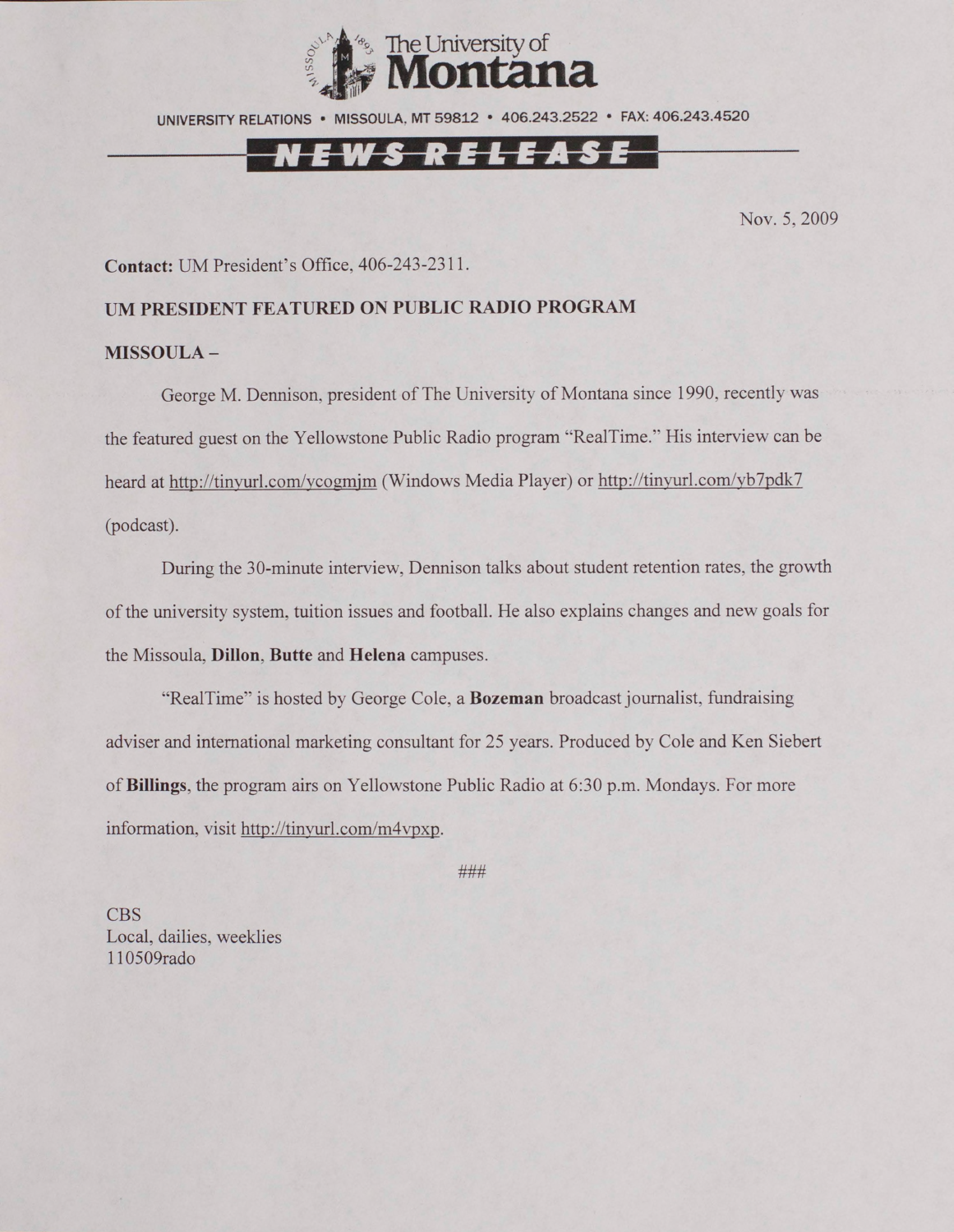The University of Montana

UNIVERSITY RELATIONS • MISSOULA, MT 59812 • 406.243.2522 • FAX: 406.243.4520

**NEWS RELEASE**

Nov. 5, 2009

**Contact:** UM President's Office, 406-243-2311.

**UM PRESIDENT FEATURED ON PUBLIC RADIO PROGRAM**

**MISSOULA –**

George M. Dennison, president of The University of Montana since 1990, recently was the featured guest on the Yellowstone Public Radio program "RealTime." His interview can be heard at http://tinyurl.com/ycogmjm (Windows Media Player) or http://tinyurl.com/yb7pdk7 (podcast).

During the 30-minute interview, Dennison talks about student retention rates, the growth of the university system, tuition issues and football. He also explains changes and new goals for the Missoula, **Dillon**, **Butte** and **Helena** campuses.

"RealTime" is hosted by George Cole, a **Bozeman** broadcast journalist, fundraising adviser and international marketing consultant for 25 years. Produced by Cole and Ken Siebert of **Billings**, the program airs on Yellowstone Public Radio at 6:30 p.m. Mondays. For more information, visit http://tinyurl.com/m4vpxp.

###

CBS
Local, dailies, weeklies
110509rado